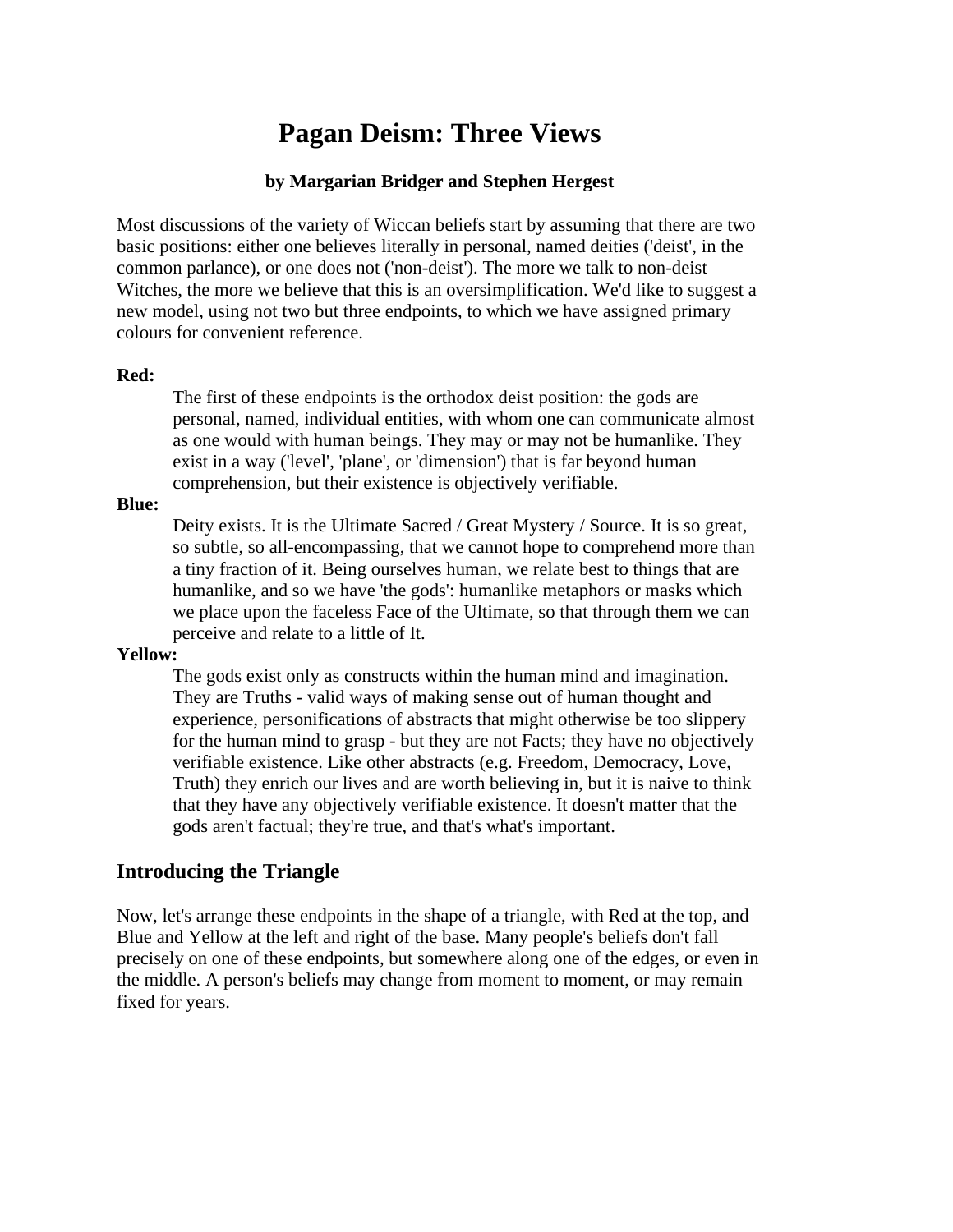# Pagan Deism: Three Views

**by Margarian Bridger and Stephen Hergest**

Most discussions of the variety of Wiccan beliefs start by assuming that there are two basic positions: either one believes literally in personal, named deities ('deist', in the common parlance), or one does not ('non-deist'). The more we talk to non-deist Witches, the more we believe that this is an oversimplification. We'd like to suggest a new model, using not two but three endpoints, to which we have assigned primary colours for convenient reference.

**Red:**

The first of these endpoints is the orthodox deist position: the gods are personal, named, individual entities, with whom one can communicate almost as one would with human beings. They may or may not be humanlike. They exist in a way ('level', 'plane', or 'dimension') that is far beyond human comprehension, but their existence is objectively verifiable.

**Blue:**

Deity exists. It is the Ultimate Sacred / Great Mystery / Source. It is so great, so subtle, so all-encompassing, that we cannot hope to comprehend more than a tiny fraction of it. Being ourselves human, we relate best to things that are humanlike, and so we have 'the gods': humanlike metaphors or masks which we place upon the faceless Face of the Ultimate, so that through them we can perceive and relate to a little of It.

**Yellow:**

The gods exist only as constructs within the human mind and imagination. They are Truths - valid ways of making sense out of human thought and experience, personifications of abstracts that might otherwise be too slippery for the human mind to grasp - but they are not Facts; they have no objectively verifiable existence. Like other abstracts (e.g. Freedom, Democracy, Love, Truth) they enrich our lives and are worth believing in, but it is naive to think that they have any objectively verifiable existence. It doesn't matter that the gods aren't factual; they're true, and that's what's important.

## Introducing the Triangle

Now, let's arrange these endpoints in the shape of a triangle, with Red at the top, and Blue and Yellow at the left and right of the base. Many people's beliefs don't fall precisely on one of these endpoints, but somewhere along one of the edges, or even in the middle. A person's beliefs may change from moment to moment, or may remain fixed for years.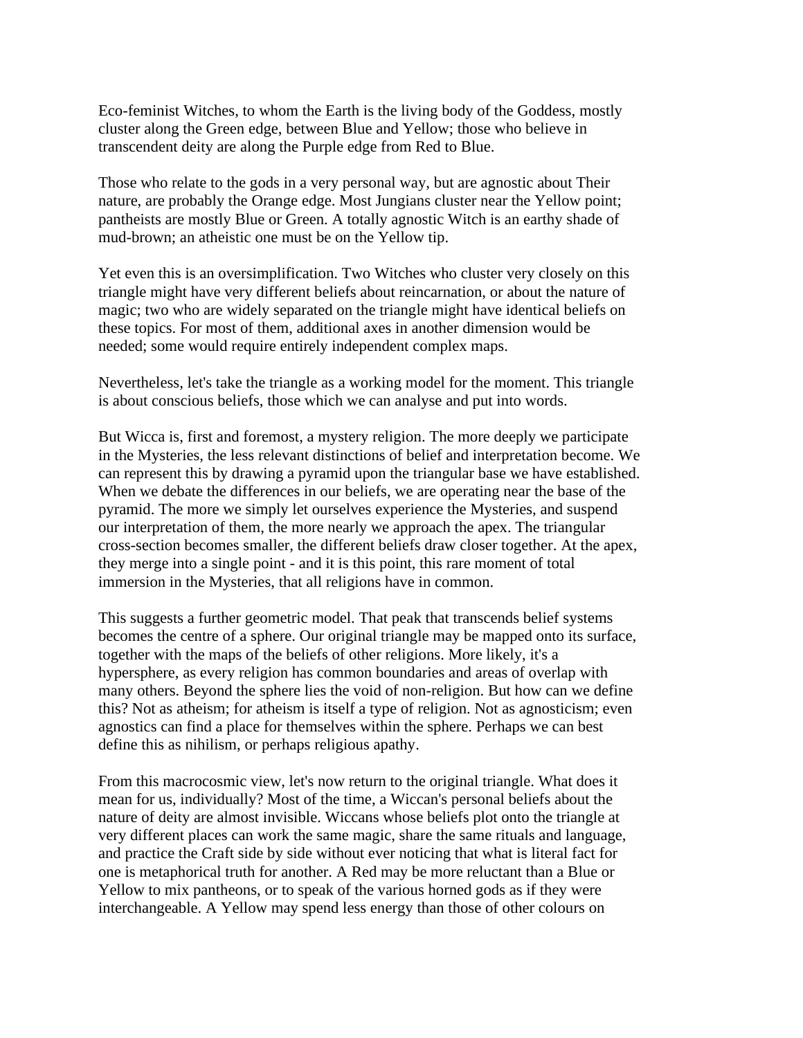Eco-feminist Witches, to whom the Earth is the living body of the Goddess, mostly cluster along the Green edge, between Blue and Yellow; those who believe in transcendent deity are along the Purple edge from Red to Blue.

Those who relate to the gods in a very personal way, but are agnostic about Their nature, are probably the Orange edge. Most Jungians cluster near the Yellow point; pantheists are mostly Blue or Green. A totally agnostic Witch is an earthy shade of mud-brown; an atheistic one must be on the Yellow tip.

Yet even this is an oversimplification. Two Witches who cluster very closely on this triangle might have very different beliefs about reincarnation, or about the nature of magic; two who are widely separated on the triangle might have identical beliefs on these topics. For most of them, additional axes in another dimension would be needed; some would require entirely independent complex maps.

Nevertheless, let's take the triangle as a working model for the moment. This triangle is about conscious beliefs, those which we can analyse and put into words.

But Wicca is, first and foremost, a mystery religion. The more deeply we participate in the Mysteries, the less relevant distinctions of belief and interpretation become. We can represent this by drawing a pyramid upon the triangular base we have established. When we debate the differences in our beliefs, we are operating near the base of the pyramid. The more we simply let ourselves experience the Mysteries, and suspend our interpretation of them, the more nearly we approach the apex. The triangular cross-section becomes smaller, the different beliefs draw closer together. At the apex, they merge into a single point - and it is this point, this rare moment of total immersion in the Mysteries, that all religions have in common.

This suggests a further geometric model. That peak that transcends belief systems becomes the centre of a sphere. Our original triangle may be mapped onto its surface, together with the maps of the beliefs of other religions. More likely, it's a hypersphere, as every religion has common boundaries and areas of overlap with many others. Beyond the sphere lies the void of non-religion. But how can we define this? Not as atheism; for atheism is itself a type of religion. Not as agnosticism; even agnostics can find a place for themselves within the sphere. Perhaps we can best define this as nihilism, or perhaps religious apathy.

From this macrocosmic view, let's now return to the original triangle. What does it mean for us, individually? Most of the time, a Wiccan's personal beliefs about the nature of deity are almost invisible. Wiccans whose beliefs plot onto the triangle at very different places can work the same magic, share the same rituals and language, and practice the Craft side by side without ever noticing that what is literal fact for one is metaphorical truth for another. A Red may be more reluctant than a Blue or Yellow to mix pantheons, or to speak of the various horned gods as if they were interchangeable. A Yellow may spend less energy than those of other colours on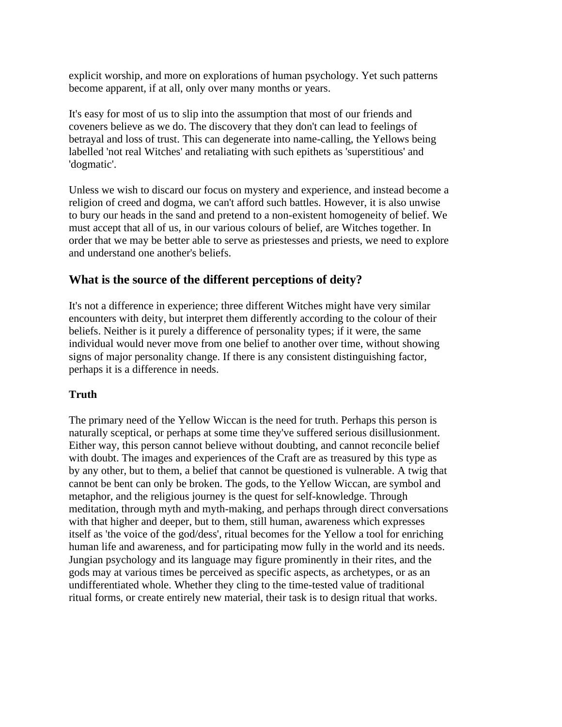explicit worship, and more on explorations of human psychology. Yet such patterns become apparent, if at all, only over many months or years.

It's easy for most of us to slip into the assumption that most of our friends and coveners believe as we do. The discovery that they don't can lead to feelings of betrayal and loss of trust. This can degenerate into name-calling, the Yellows being labelled 'not real Witches' and retaliating with such epithets as 'superstitious' and 'dogmatic'.

Unless we wish to discard our focus on mystery and experience, and instead become a religion of creed and dogma, we can't afford such battles. However, it is also unwise to bury our heads in the sand and pretend to a non-existent homogeneity of belief. We must accept that all of us, in our various colours of belief, are Witches together. In order that we may be better able to serve as priestesses and priests, we need to explore and understand one another's beliefs.

## What is the source of the different perceptions of deity?

It's not a difference in experience; three different Witches might have very similar encounters with deity, but interpret them differently according to the colour of their beliefs. Neither is it purely a difference of personality types; if it were, the same individual would never move from one belief to another over time, without showing signs of major personality change. If there is any consistent distinguishing factor, perhaps it is a difference in needs.

### Truth

The primary need of the Yellow Wiccan is the need for truth. Perhaps this person is naturally sceptical, or perhaps at some time they've suffered serious disillusionment. Either way, this person cannot believe without doubting, and cannot reconcile belief with doubt. The images and experiences of the Craft are as treasured by this type as by any other, but to them, a belief that cannot be questioned is vulnerable. A twig that cannot be bent can only be broken. The gods, to the Yellow Wiccan, are symbol and metaphor, and the religious journey is the quest for self-knowledge. Through meditation, through myth and myth-making, and perhaps through direct conversations with that higher and deeper, but to them, still human, awareness which expresses itself as 'the voice of the god/dess', ritual becomes for the Yellow a tool for enriching human life and awareness, and for participating mow fully in the world and its needs. Jungian psychology and its language may figure prominently in their rites, and the gods may at various times be perceived as specific aspects, as archetypes, or as an undifferentiated whole. Whether they cling to the time-tested value of traditional ritual forms, or create entirely new material, their task is to design ritual that works.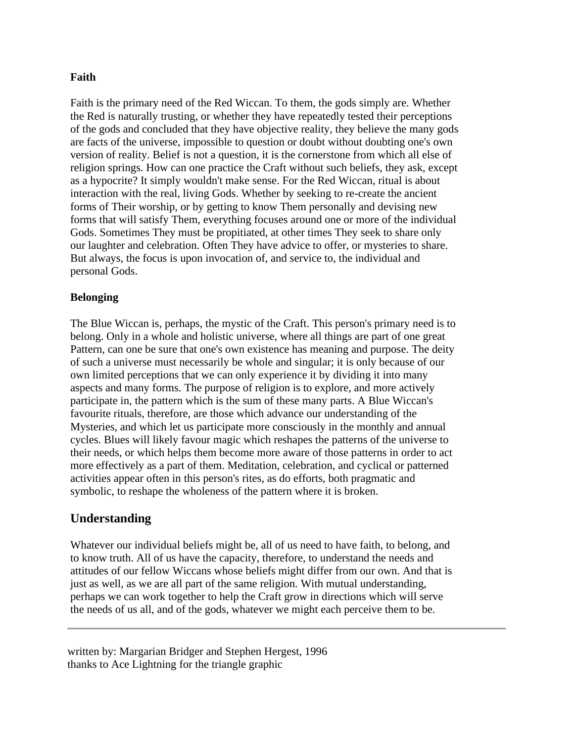### Faith

Faith is the primary need of the Red Wiccan. To them, the gods simply are. Whether the Red is naturally trusting, or whether they have repeatedly tested their perceptions of the gods and concluded that they have objective reality, they believe the many gods are facts of the universe, impossible to question or doubt without doubting one's own version of reality. Belief is not a question, it is the cornerstone from which all else of religion springs. How can one practice the Craft without such beliefs, they ask, except as a hypocrite? It simply wouldn't make sense. For the Red Wiccan, ritual is about interaction with the real, living Gods. Whether by seeking to re-create the ancient forms of Their worship, or by getting to know Them personally and devising new forms that will satisfy Them, everything focuses around one or more of the individual Gods. Sometimes They must be propitiated, at other times They seek to share only our laughter and celebration. Often They have advice to offer, or mysteries to share. But always, the focus is upon invocation of, and service to, the individual and personal Gods.

### Belonging

The Blue Wiccan is, perhaps, the mystic of the Craft. This person's primary need is to belong. Only in a whole and holistic universe, where all things are part of one great Pattern, can one be sure that one's own existence has meaning and purpose. The deity of such a universe must necessarily be whole and singular; it is only because of our own limited perceptions that we can only experience it by dividing it into many aspects and many forms. The purpose of religion is to explore, and more actively participate in, the pattern which is the sum of these many parts. A Blue Wiccan's favourite rituals, therefore, are those which advance our understanding of the Mysteries, and which let us participate more consciously in the monthly and annual cycles. Blues will likely favour magic which reshapes the patterns of the universe to their needs, or which helps them become more aware of those patterns in order to act more effectively as a part of them. Meditation, celebration, and cyclical or patterned activities appear often in this person's rites, as do efforts, both pragmatic and symbolic, to reshape the wholeness of the pattern where it is broken.

## Understanding

Whatever our individual beliefs might be, all of us need to have faith, to belong, and to know truth. All of us have the capacity, therefore, to understand the needs and attitudes of our fellow Wiccans whose beliefs might differ from our own. And that is just as well, as we are all part of the same religion. With mutual understanding, perhaps we can work together to help the Craft grow in directions which will serve the needs of us all, and of the gods, whatever we might each perceive them to be.

---

written by: Margarian Bridger and Stephen Hergest, 1996
thanks to Ace Lightning for the triangle graphic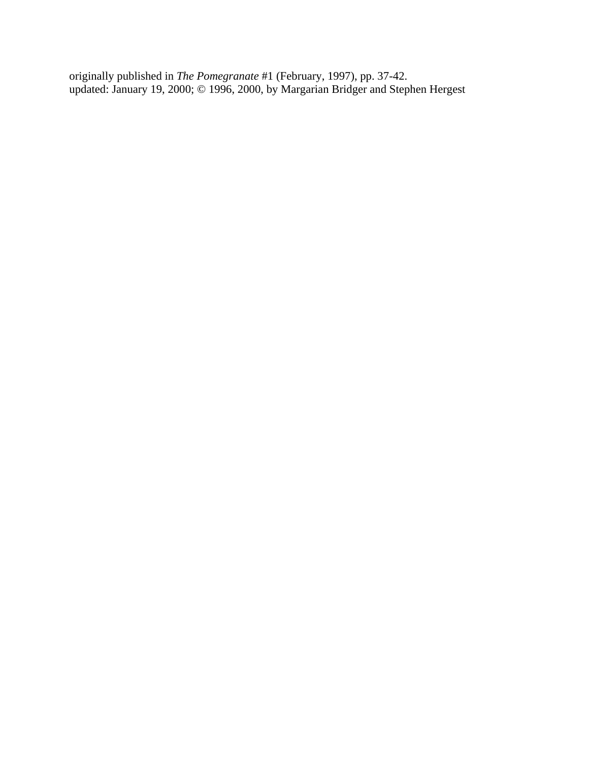originally published in *The Pomegranate* #1 (February, 1997), pp. 37-42.
updated: January 19, 2000; © 1996, 2000, by Margarian Bridger and Stephen Hergest